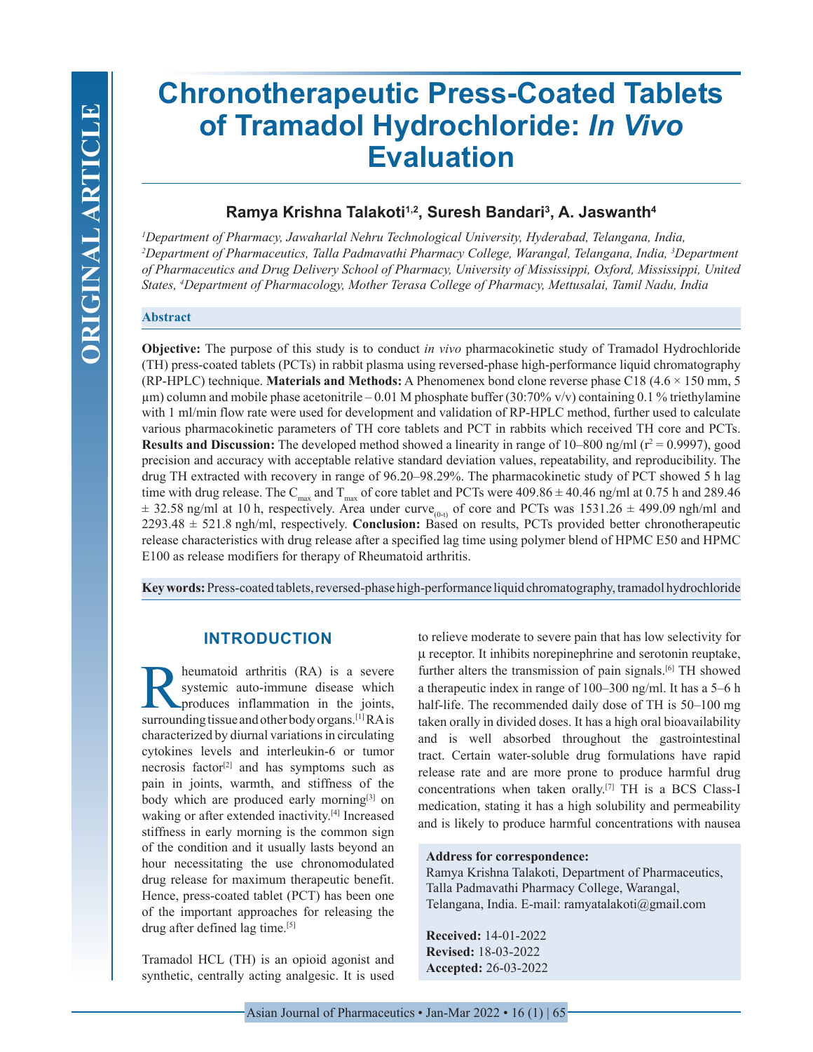ORIGINAL ARTICLE

# Chronotherapeutic Press-Coated Tablets of Tramadol Hydrochloride: *In Vivo* Evaluation

**Ramya Krishna Talakoti[1,2], Suresh Bandari[3], A. Jaswanth[4]**

*[1]Department of Pharmacy, Jawaharlal Nehru Technological University, Hyderabad, Telangana, India, [2]Department of Pharmaceutics, Talla Padmavathi Pharmacy College, Warangal, Telangana, India, [3]Department of Pharmaceutics and Drug Delivery School of Pharmacy, University of Mississippi, Oxford, Mississippi, United States, [4]Department of Pharmacology, Mother Terasa College of Pharmacy, Mettusalai, Tamil Nadu, India*

## Abstract

**Objective:** The purpose of this study is to conduct *in vivo* pharmacokinetic study of Tramadol Hydrochloride (TH) press-coated tablets (PCTs) in rabbit plasma using reversed-phase high-performance liquid chromatography (RP-HPLC) technique. **Materials and Methods:** A Phenomenex bond clone reverse phase C18 (4.6 × 150 mm, 5 μm) column and mobile phase acetonitrile – 0.01 M phosphate buffer (30:70% v/v) containing 0.1 % triethylamine with 1 ml/min flow rate were used for development and validation of RP-HPLC method, further used to calculate various pharmacokinetic parameters of TH core tablets and PCT in rabbits which received TH core and PCTs. **Results and Discussion:** The developed method showed a linearity in range of 10–800 ng/ml ($r^2 = 0.9997$), good precision and accuracy with acceptable relative standard deviation values, repeatability, and reproducibility. The drug TH extracted with recovery in range of 96.20–98.29%. The pharmacokinetic study of PCT showed 5 h lag time with drug release. The $C_{max}$ and $T_{max}$ of core tablet and PCTs were 409.86 ± 40.46 ng/ml at 0.75 h and 289.46 ± 32.58 ng/ml at 10 h, respectively. Area under curve$_{(0-t)}$ of core and PCTs was 1531.26 ± 499.09 ngh/ml and 2293.48 ± 521.8 ngh/ml, respectively. **Conclusion:** Based on results, PCTs provided better chronotherapeutic release characteristics with drug release after a specified lag time using polymer blend of HPMC E50 and HPMC E100 as release modifiers for therapy of Rheumatoid arthritis.

**Key words:** Press-coated tablets, reversed-phase high-performance liquid chromatography, tramadol hydrochloride

## INTRODUCTION

Rheumatoid arthritis (RA) is a severe systemic auto-immune disease which produces inflammation in the joints, surrounding tissue and other body organs.[1] RA is characterized by diurnal variations in circulating cytokines levels and interleukin-6 or tumor necrosis factor[2] and has symptoms such as pain in joints, warmth, and stiffness of the body which are produced early morning[3] on waking or after extended inactivity.[4] Increased stiffness in early morning is the common sign of the condition and it usually lasts beyond an hour necessitating the use chronomodulated drug release for maximum therapeutic benefit. Hence, press-coated tablet (PCT) has been one of the important approaches for releasing the drug after defined lag time.[5]

Tramadol HCL (TH) is an opioid agonist and synthetic, centrally acting analgesic. It is used to relieve moderate to severe pain that has low selectivity for μ receptor. It inhibits norepinephrine and serotonin reuptake, further alters the transmission of pain signals.[6] TH showed a therapeutic index in range of 100–300 ng/ml. It has a 5–6 h half-life. The recommended daily dose of TH is 50–100 mg taken orally in divided doses. It has a high oral bioavailability and is well absorbed throughout the gastrointestinal tract. Certain water-soluble drug formulations have rapid release rate and are more prone to produce harmful drug concentrations when taken orally.[7] TH is a BCS Class-I medication, stating it has a high solubility and permeability and is likely to produce harmful concentrations with nausea

**Address for correspondence:**
Ramya Krishna Talakoti, Department of Pharmaceutics, Talla Padmavathi Pharmacy College, Warangal, Telangana, India. E-mail: ramyatalakoti@gmail.com

**Received:** 14-01-2022
**Revised:** 18-03-2022
**Accepted:** 26-03-2022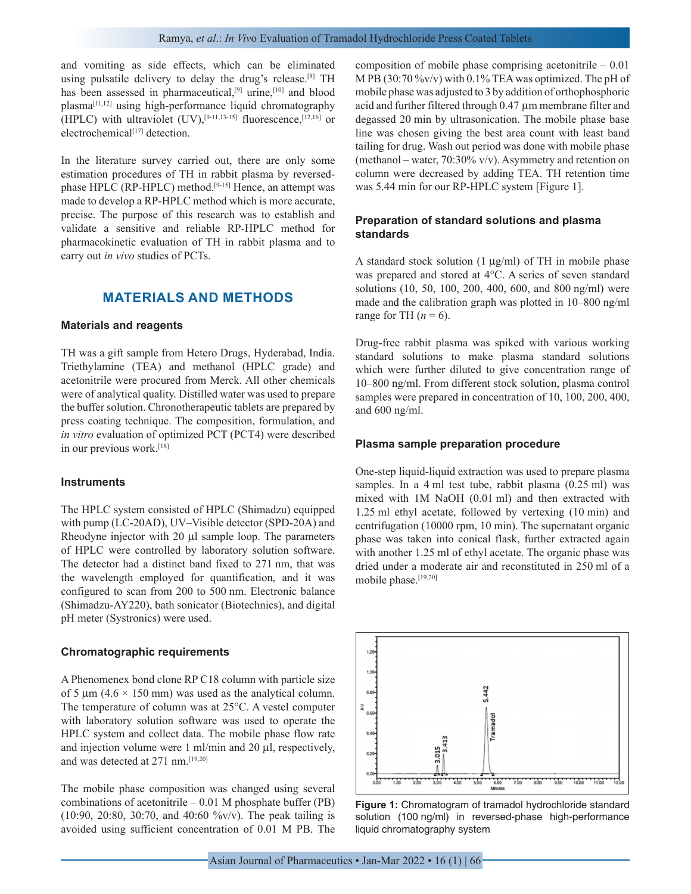and vomiting as side effects, which can be eliminated using pulsatile delivery to delay the drug's release.[8] TH has been assessed in pharmaceutical,[9] urine,[10] and blood plasma[11,12] using high-performance liquid chromatography (HPLC) with ultraviolet (UV),[9-11,13-15] fluorescence,[12,16] or electrochemical[17] detection.

In the literature survey carried out, there are only some estimation procedures of TH in rabbit plasma by reversed-phase HPLC (RP-HPLC) method.[9-15] Hence, an attempt was made to develop a RP-HPLC method which is more accurate, precise. The purpose of this research was to establish and validate a sensitive and reliable RP-HPLC method for pharmacokinetic evaluation of TH in rabbit plasma and to carry out *in vivo* studies of PCTs.

## MATERIALS AND METHODS

### Materials and reagents

TH was a gift sample from Hetero Drugs, Hyderabad, India. Triethylamine (TEA) and methanol (HPLC grade) and acetonitrile were procured from Merck. All other chemicals were of analytical quality. Distilled water was used to prepare the buffer solution. Chronotherapeutic tablets are prepared by press coating technique. The composition, formulation, and *in vitro* evaluation of optimized PCT (PCT4) were described in our previous work.[18]

### Instruments

The HPLC system consisted of HPLC (Shimadzu) equipped with pump (LC-20AD), UV–Visible detector (SPD-20A) and Rheodyne injector with 20 µl sample loop. The parameters of HPLC were controlled by laboratory solution software. The detector had a distinct band fixed to 271 nm, that was the wavelength employed for quantification, and it was configured to scan from 200 to 500 nm. Electronic balance (Shimadzu-AY220), bath sonicator (Biotechnics), and digital pH meter (Systronics) were used.

### Chromatographic requirements

A Phenomenex bond clone RP C18 column with particle size of 5 µm (4.6 × 150 mm) was used as the analytical column. The temperature of column was at 25°C. A vestel computer with laboratory solution software was used to operate the HPLC system and collect data. The mobile phase flow rate and injection volume were 1 ml/min and 20 µl, respectively, and was detected at 271 nm.[19,20]

The mobile phase composition was changed using several combinations of acetonitrile – 0.01 M phosphate buffer (PB) (10:90, 20:80, 30:70, and 40:60 %v/v). The peak tailing is avoided using sufficient concentration of 0.01 M PB. The composition of mobile phase comprising acetonitrile – 0.01 M PB (30:70 %v/v) with 0.1% TEA was optimized. The pH of mobile phase was adjusted to 3 by addition of orthophosphoric acid and further filtered through 0.47 µm membrane filter and degassed 20 min by ultrasonication. The mobile phase base line was chosen giving the best area count with least band tailing for drug. Wash out period was done with mobile phase (methanol – water, 70:30% v/v). Asymmetry and retention on column were decreased by adding TEA. TH retention time was 5.44 min for our RP-HPLC system [Figure 1].

### Preparation of standard solutions and plasma standards

A standard stock solution (1 µg/ml) of TH in mobile phase was prepared and stored at 4°C. A series of seven standard solutions (10, 50, 100, 200, 400, 600, and 800 ng/ml) were made and the calibration graph was plotted in 10–800 ng/ml range for TH ($n = 6$).

Drug-free rabbit plasma was spiked with various working standard solutions to make plasma standard solutions which were further diluted to give concentration range of 10–800 ng/ml. From different stock solution, plasma control samples were prepared in concentration of 10, 100, 200, 400, and 600 ng/ml.

### Plasma sample preparation procedure

One-step liquid-liquid extraction was used to prepare plasma samples. In a 4 ml test tube, rabbit plasma (0.25 ml) was mixed with 1M NaOH (0.01 ml) and then extracted with 1.25 ml ethyl acetate, followed by vertexing (10 min) and centrifugation (10000 rpm, 10 min). The supernatant organic phase was taken into conical flask, further extracted again with another 1.25 ml of ethyl acetate. The organic phase was dried under a moderate air and reconstituted in 250 ml of a mobile phase.[19,20]

Figure 1: Chromatogram of tramadol hydrochloride standard solution (100 ng/ml) in reversed-phase high-performance liquid chromatography system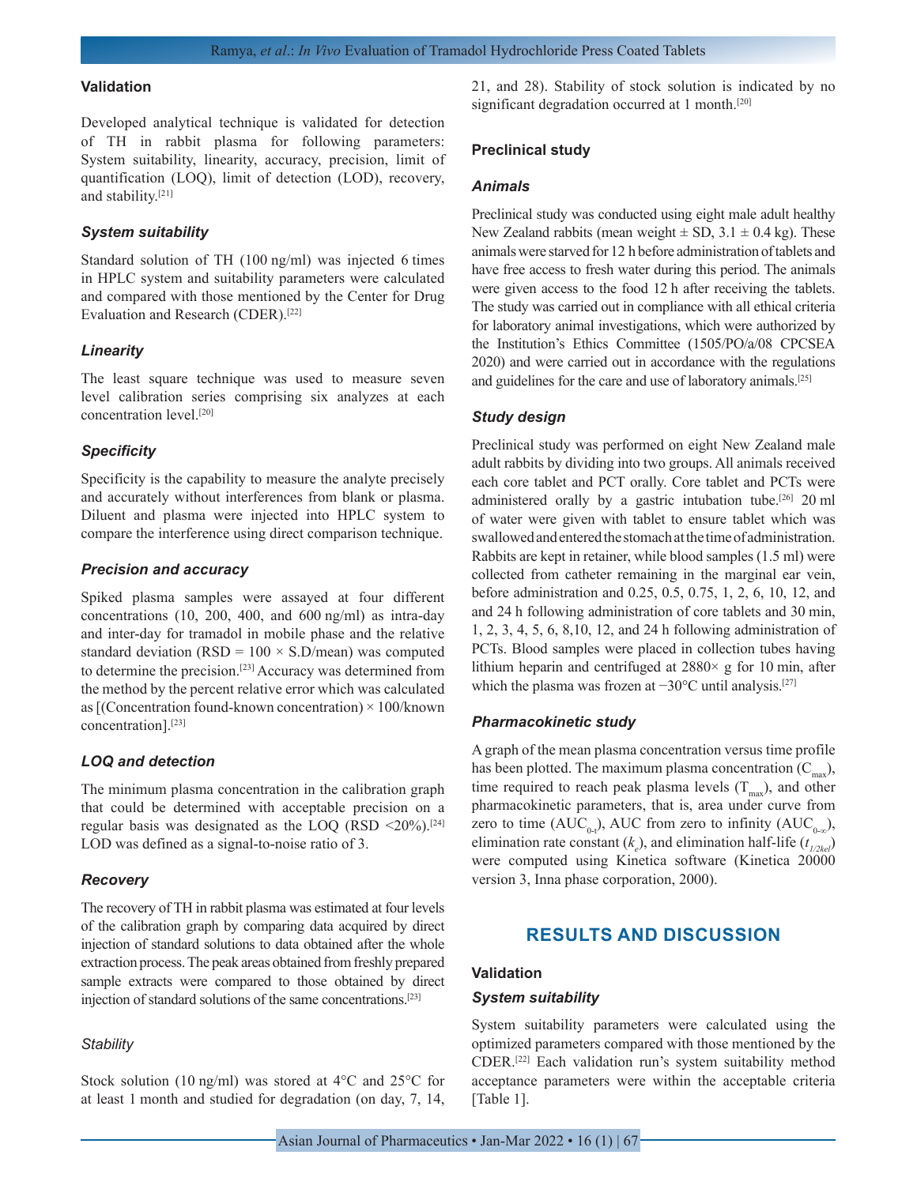### Validation

Developed analytical technique is validated for detection of TH in rabbit plasma for following parameters: System suitability, linearity, accuracy, precision, limit of quantification (LOQ), limit of detection (LOD), recovery, and stability.[21]

#### *System suitability*

Standard solution of TH (100 ng/ml) was injected 6 times in HPLC system and suitability parameters were calculated and compared with those mentioned by the Center for Drug Evaluation and Research (CDER).[22]

#### *Linearity*

The least square technique was used to measure seven level calibration series comprising six analyzes at each concentration level.[20]

#### *Specificity*

Specificity is the capability to measure the analyte precisely and accurately without interferences from blank or plasma. Diluent and plasma were injected into HPLC system to compare the interference using direct comparison technique.

#### *Precision and accuracy*

Spiked plasma samples were assayed at four different concentrations (10, 200, 400, and 600 ng/ml) as intra-day and inter-day for tramadol in mobile phase and the relative standard deviation (RSD = 100 × S.D/mean) was computed to determine the precision.[23] Accuracy was determined from the method by the percent relative error which was calculated as [(Concentration found-known concentration) × 100/known concentration].[23]

#### *LOQ and detection*

The minimum plasma concentration in the calibration graph that could be determined with acceptable precision on a regular basis was designated as the LOQ (RSD <20%).[24] LOD was defined as a signal-to-noise ratio of 3.

#### *Recovery*

The recovery of TH in rabbit plasma was estimated at four levels of the calibration graph by comparing data acquired by direct injection of standard solutions to data obtained after the whole extraction process. The peak areas obtained from freshly prepared sample extracts were compared to those obtained by direct injection of standard solutions of the same concentrations.[23]

#### *Stability*

Stock solution (10 ng/ml) was stored at 4°C and 25°C for at least 1 month and studied for degradation (on day, 7, 14, 21, and 28). Stability of stock solution is indicated by no significant degradation occurred at 1 month.[20]

### Preclinical study

#### *Animals*

Preclinical study was conducted using eight male adult healthy New Zealand rabbits (mean weight ± SD, 3.1 ± 0.4 kg). These animals were starved for 12 h before administration of tablets and have free access to fresh water during this period. The animals were given access to the food 12 h after receiving the tablets. The study was carried out in compliance with all ethical criteria for laboratory animal investigations, which were authorized by the Institution's Ethics Committee (1505/PO/a/08 CPCSEA 2020) and were carried out in accordance with the regulations and guidelines for the care and use of laboratory animals.[25]

#### *Study design*

Preclinical study was performed on eight New Zealand male adult rabbits by dividing into two groups. All animals received each core tablet and PCT orally. Core tablet and PCTs were administered orally by a gastric intubation tube.[26] 20 ml of water were given with tablet to ensure tablet which was swallowed and entered the stomach at the time of administration. Rabbits are kept in retainer, while blood samples (1.5 ml) were collected from catheter remaining in the marginal ear vein, before administration and 0.25, 0.5, 0.75, 1, 2, 6, 10, 12, and and 24 h following administration of core tablets and 30 min, 1, 2, 3, 4, 5, 6, 8,10, 12, and 24 h following administration of PCTs. Blood samples were placed in collection tubes having lithium heparin and centrifuged at 2880× g for 10 min, after which the plasma was frozen at −30°C until analysis.[27]

#### *Pharmacokinetic study*

A graph of the mean plasma concentration versus time profile has been plotted. The maximum plasma concentration ($C_{max}$), time required to reach peak plasma levels ($T_{max}$), and other pharmacokinetic parameters, that is, area under curve from zero to time ($AUC_{0-t}$), AUC from zero to infinity ($AUC_{0-\infty}$), elimination rate constant ($k_e$), and elimination half-life ($t_{1/2kel}$) were computed using Kinetica software (Kinetica 20000 version 3, Inna phase corporation, 2000).

## RESULTS AND DISCUSSION

### Validation

#### *System suitability*

System suitability parameters were calculated using the optimized parameters compared with those mentioned by the CDER.[22] Each validation run's system suitability method acceptance parameters were within the acceptable criteria [Table 1].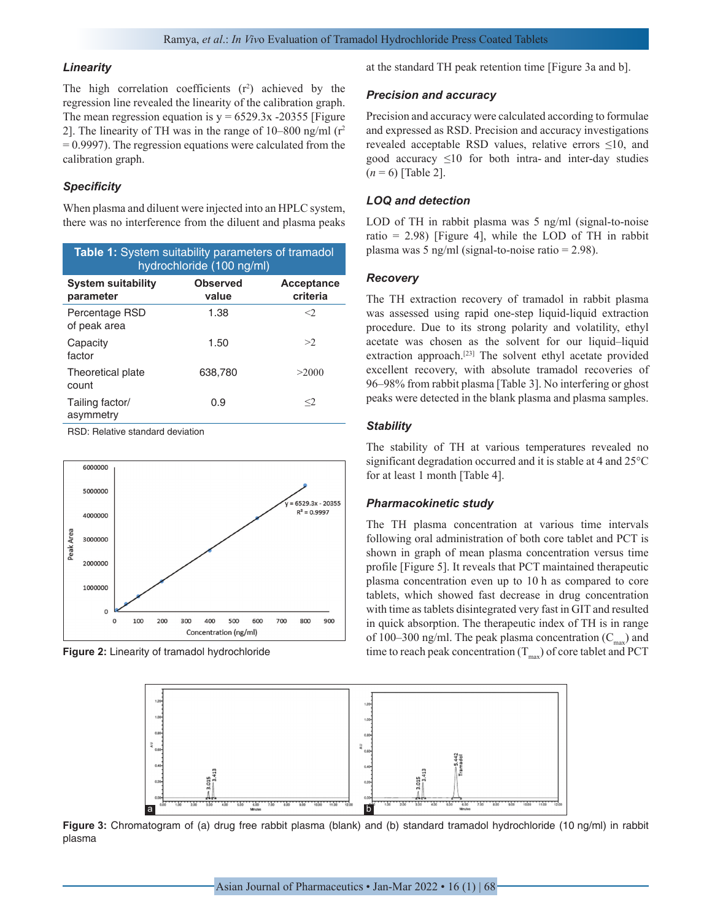### Linearity

The high correlation coefficients ($r^2$) achieved by the regression line revealed the linearity of the calibration graph. The mean regression equation is y = 6529.3x -20355 [Figure 2]. The linearity of TH was in the range of 10–800 ng/ml ($r^2$ = 0.9997). The regression equations were calculated from the calibration graph.

### Specificity

When plasma and diluent were injected into an HPLC system, there was no interference from the diluent and plasma peaks at the standard TH peak retention time [Figure 3a and b].

**Table 1:** System suitability parameters of tramadol hydrochloride (100 ng/ml)

| System suitability parameter | Observed value | Acceptance criteria |
|---|---|---|
| Percentage RSD of peak area | 1.38 | <2 |
| Capacity factor | 1.50 | >2 |
| Theoretical plate count | 638,780 | >2000 |
| Tailing factor/asymmetry | 0.9 | ≤2 |

RSD: Relative standard deviation

**Figure 2:** Linearity of tramadol hydrochloride

### Precision and accuracy

Precision and accuracy were calculated according to formulae and expressed as RSD. Precision and accuracy investigations revealed acceptable RSD values, relative errors ≤10, and good accuracy ≤10 for both intra- and inter-day studies (*n* = 6) [Table 2].

### LOQ and detection

LOD of TH in rabbit plasma was 5 ng/ml (signal-to-noise ratio = 2.98) [Figure 4], while the LOD of TH in rabbit plasma was 5 ng/ml (signal-to-noise ratio = 2.98).

### Recovery

The TH extraction recovery of tramadol in rabbit plasma was assessed using rapid one-step liquid-liquid extraction procedure. Due to its strong polarity and volatility, ethyl acetate was chosen as the solvent for our liquid–liquid extraction approach.[23] The solvent ethyl acetate provided excellent recovery, with absolute tramadol recoveries of 96–98% from rabbit plasma [Table 3]. No interfering or ghost peaks were detected in the blank plasma and plasma samples.

### Stability

The stability of TH at various temperatures revealed no significant degradation occurred and it is stable at 4 and 25°C for at least 1 month [Table 4].

### Pharmacokinetic study

The TH plasma concentration at various time intervals following oral administration of both core tablet and PCT is shown in graph of mean plasma concentration versus time profile [Figure 5]. It reveals that PCT maintained therapeutic plasma concentration even up to 10 h as compared to core tablets, which showed fast decrease in drug concentration with time as tablets disintegrated very fast in GIT and resulted in quick absorption. The therapeutic index of TH is in range of 100–300 ng/ml. The peak plasma concentration ($C_{max}$) and time to reach peak concentration ($T_{max}$) of core tablet and PCT

**Figure 3:** Chromatogram of (a) drug free rabbit plasma (blank) and (b) standard tramadol hydrochloride (10 ng/ml) in rabbit plasma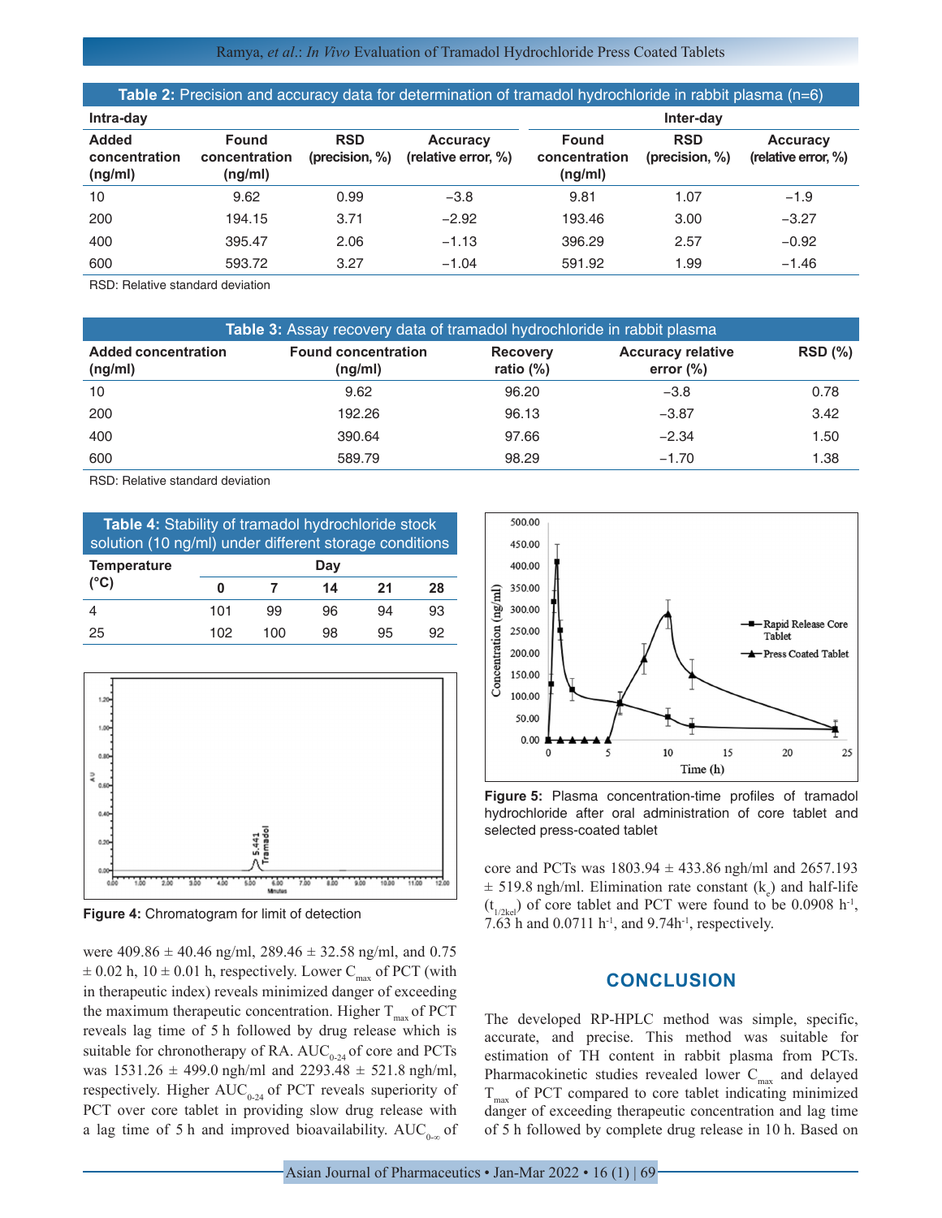**Table 2:** Precision and accuracy data for determination of tramadol hydrochloride in rabbit plasma (n=6)

| Intra-day | | | | Inter-day | | |
|---|---|---|---|---|---|---|
| Added concentration (ng/ml) | Found concentration (ng/ml) | RSD (precision, %) | Accuracy (relative error, %) | Found concentration (ng/ml) | RSD (precision, %) | Accuracy (relative error, %) |
| 10 | 9.62 | 0.99 | −3.8 | 9.81 | 1.07 | −1.9 |
| 200 | 194.15 | 3.71 | −2.92 | 193.46 | 3.00 | −3.27 |
| 400 | 395.47 | 2.06 | −1.13 | 396.29 | 2.57 | −0.92 |
| 600 | 593.72 | 3.27 | −1.04 | 591.92 | 1.99 | −1.46 |

RSD: Relative standard deviation

**Table 3:** Assay recovery data of tramadol hydrochloride in rabbit plasma

| Added concentration (ng/ml) | Found concentration (ng/ml) | Recovery ratio (%) | Accuracy relative error (%) | RSD (%) |
|---|---|---|---|---|
| 10 | 9.62 | 96.20 | −3.8 | 0.78 |
| 200 | 192.26 | 96.13 | −3.87 | 3.42 |
| 400 | 390.64 | 97.66 | −2.34 | 1.50 |
| 600 | 589.79 | 98.29 | −1.70 | 1.38 |

RSD: Relative standard deviation

**Table 4:** Stability of tramadol hydrochloride stock solution (10 ng/ml) under different storage conditions

| Temperature (°C) | Day | | | | |
|---|---|---|---|---|---|
| | 0 | 7 | 14 | 21 | 28 |
| 4 | 101 | 99 | 96 | 94 | 93 |
| 25 | 102 | 100 | 98 | 95 | 92 |

**Figure 4:** Chromatogram for limit of detection

were 409.86 ± 40.46 ng/ml, 289.46 ± 32.58 ng/ml, and 0.75 ± 0.02 h, 10 ± 0.01 h, respectively. Lower $C_{max}$ of PCT (with in therapeutic index) reveals minimized danger of exceeding the maximum therapeutic concentration. Higher $T_{max}$ of PCT reveals lag time of 5 h followed by drug release which is suitable for chronotherapy of RA. $AUC_{0-24}$ of core and PCTs was 1531.26 ± 499.0 ngh/ml and 2293.48 ± 521.8 ngh/ml, respectively. Higher $AUC_{0-24}$ of PCT reveals superiority of PCT over core tablet in providing slow drug release with a lag time of 5 h and improved bioavailability. $AUC_{0-\infty}$ of core and PCTs was 1803.94 ± 433.86 ngh/ml and 2657.193 ± 519.8 ngh/ml. Elimination rate constant ($k_e$) and half-life ($t_{1/2kel}$) of core tablet and PCT were found to be 0.0908 $h^{-1}$, 7.63 h and 0.0711 $h^{-1}$, and 9.74$h^{-1}$, respectively.

**Figure 5:** Plasma concentration-time profiles of tramadol hydrochloride after oral administration of core tablet and selected press-coated tablet

## CONCLUSION

The developed RP-HPLC method was simple, specific, accurate, and precise. This method was suitable for estimation of TH content in rabbit plasma from PCTs. Pharmacokinetic studies revealed lower $C_{max}$ and delayed $T_{max}$ of PCT compared to core tablet indicating minimized danger of exceeding therapeutic concentration and lag time of 5 h followed by complete drug release in 10 h. Based on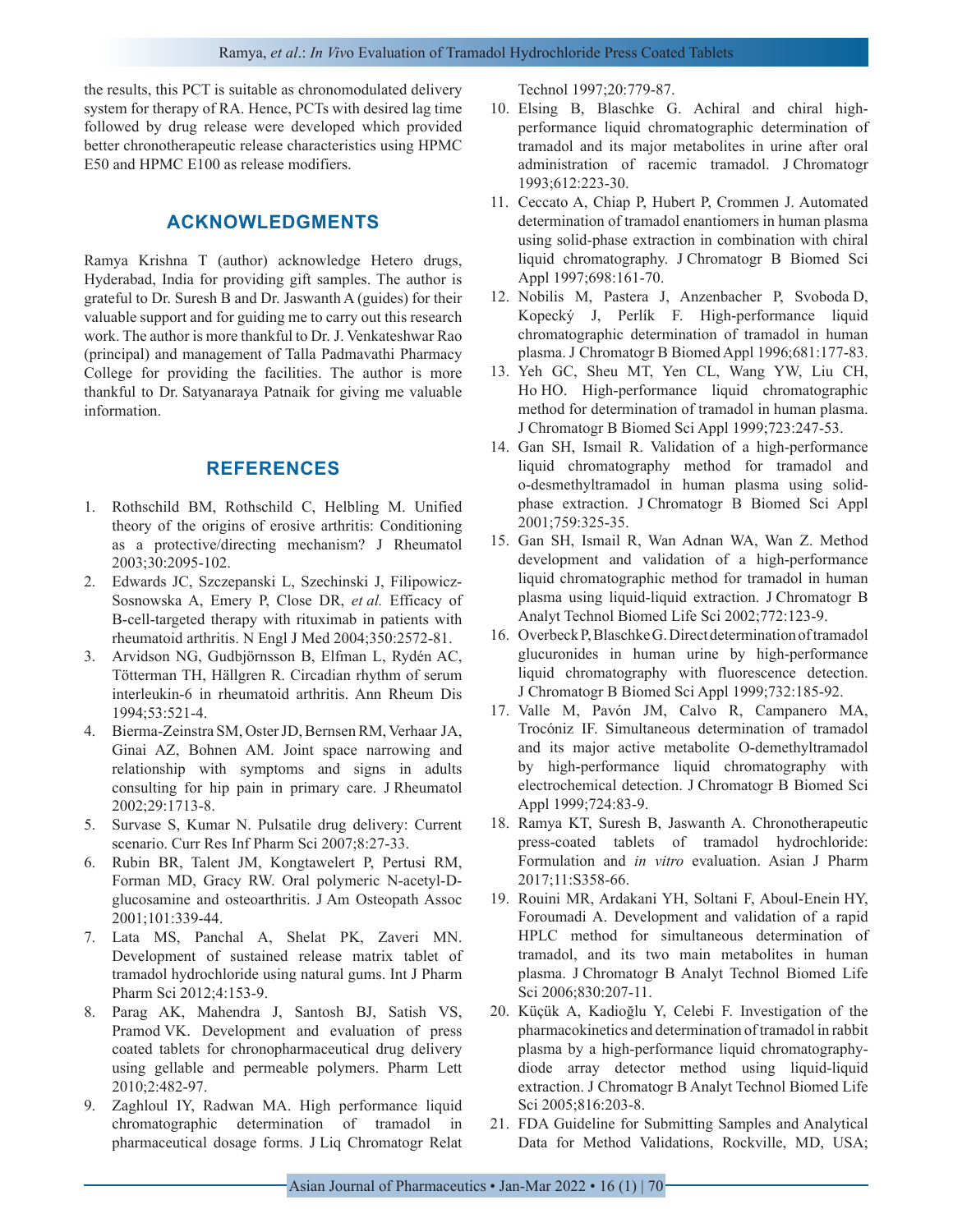the results, this PCT is suitable as chronomodulated delivery system for therapy of RA. Hence, PCTs with desired lag time followed by drug release were developed which provided better chronotherapeutic release characteristics using HPMC E50 and HPMC E100 as release modifiers.

## ACKNOWLEDGMENTS

Ramya Krishna T (author) acknowledge Hetero drugs, Hyderabad, India for providing gift samples. The author is grateful to Dr. Suresh B and Dr. Jaswanth A (guides) for their valuable support and for guiding me to carry out this research work. The author is more thankful to Dr. J. Venkateshwar Rao (principal) and management of Talla Padmavathi Pharmacy College for providing the facilities. The author is more thankful to Dr. Satyanaraya Patnaik for giving me valuable information.

## REFERENCES

1. Rothschild BM, Rothschild C, Helbling M. Unified theory of the origins of erosive arthritis: Conditioning as a protective/directing mechanism? J Rheumatol 2003;30:2095-102.
2. Edwards JC, Szczepanski L, Szechinski J, Filipowicz-Sosnowska A, Emery P, Close DR, *et al.* Efficacy of B-cell-targeted therapy with rituximab in patients with rheumatoid arthritis. N Engl J Med 2004;350:2572-81.
3. Arvidson NG, Gudbjörnsson B, Elfman L, Rydén AC, Tötterman TH, Hällgren R. Circadian rhythm of serum interleukin-6 in rheumatoid arthritis. Ann Rheum Dis 1994;53:521-4.
4. Bierma-Zeinstra SM, Oster JD, Bernsen RM, Verhaar JA, Ginai AZ, Bohnen AM. Joint space narrowing and relationship with symptoms and signs in adults consulting for hip pain in primary care. J Rheumatol 2002;29:1713-8.
5. Survase S, Kumar N. Pulsatile drug delivery: Current scenario. Curr Res Inf Pharm Sci 2007;8:27-33.
6. Rubin BR, Talent JM, Kongtawelert P, Pertusi RM, Forman MD, Gracy RW. Oral polymeric N-acetyl-D-glucosamine and osteoarthritis. J Am Osteopath Assoc 2001;101:339-44.
7. Lata MS, Panchal A, Shelat PK, Zaveri MN. Development of sustained release matrix tablet of tramadol hydrochloride using natural gums. Int J Pharm Pharm Sci 2012;4:153-9.
8. Parag AK, Mahendra J, Santosh BJ, Satish VS, Pramod VK. Development and evaluation of press coated tablets for chronopharmaceutical drug delivery using gellable and permeable polymers. Pharm Lett 2010;2:482-97.
9. Zaghloul IY, Radwan MA. High performance liquid chromatographic determination of tramadol in pharmaceutical dosage forms. J Liq Chromatogr Relat Technol 1997;20:779-87.
10. Elsing B, Blaschke G. Achiral and chiral high-performance liquid chromatographic determination of tramadol and its major metabolites in urine after oral administration of racemic tramadol. J Chromatogr 1993;612:223-30.
11. Ceccato A, Chiap P, Hubert P, Crommen J. Automated determination of tramadol enantiomers in human plasma using solid-phase extraction in combination with chiral liquid chromatography. J Chromatogr B Biomed Sci Appl 1997;698:161-70.
12. Nobilis M, Pastera J, Anzenbacher P, Svoboda D, Kopecký J, Perlík F. High-performance liquid chromatographic determination of tramadol in human plasma. J Chromatogr B Biomed Appl 1996;681:177-83.
13. Yeh GC, Sheu MT, Yen CL, Wang YW, Liu CH, Ho HO. High-performance liquid chromatographic method for determination of tramadol in human plasma. J Chromatogr B Biomed Sci Appl 1999;723:247-53.
14. Gan SH, Ismail R. Validation of a high-performance liquid chromatography method for tramadol and o-desmethyltramadol in human plasma using solid-phase extraction. J Chromatogr B Biomed Sci Appl 2001;759:325-35.
15. Gan SH, Ismail R, Wan Adnan WA, Wan Z. Method development and validation of a high-performance liquid chromatographic method for tramadol in human plasma using liquid-liquid extraction. J Chromatogr B Analyt Technol Biomed Life Sci 2002;772:123-9.
16. Overbeck P, Blaschke G. Direct determination of tramadol glucuronides in human urine by high-performance liquid chromatography with fluorescence detection. J Chromatogr B Biomed Sci Appl 1999;732:185-92.
17. Valle M, Pavón JM, Calvo R, Campanero MA, Trocóniz IF. Simultaneous determination of tramadol and its major active metabolite O-demethyltramadol by high-performance liquid chromatography with electrochemical detection. J Chromatogr B Biomed Sci Appl 1999;724:83-9.
18. Ramya KT, Suresh B, Jaswanth A. Chronotherapeutic press-coated tablets of tramadol hydrochloride: Formulation and *in vitro* evaluation. Asian J Pharm 2017;11:S358-66.
19. Rouini MR, Ardakani YH, Soltani F, Aboul-Enein HY, Foroumadi A. Development and validation of a rapid HPLC method for simultaneous determination of tramadol, and its two main metabolites in human plasma. J Chromatogr B Analyt Technol Biomed Life Sci 2006;830:207-11.
20. Küçük A, Kadioğlu Y, Celebi F. Investigation of the pharmacokinetics and determination of tramadol in rabbit plasma by a high-performance liquid chromatography-diode array detector method using liquid-liquid extraction. J Chromatogr B Analyt Technol Biomed Life Sci 2005;816:203-8.
21. FDA Guideline for Submitting Samples and Analytical Data for Method Validations, Rockville, MD, USA;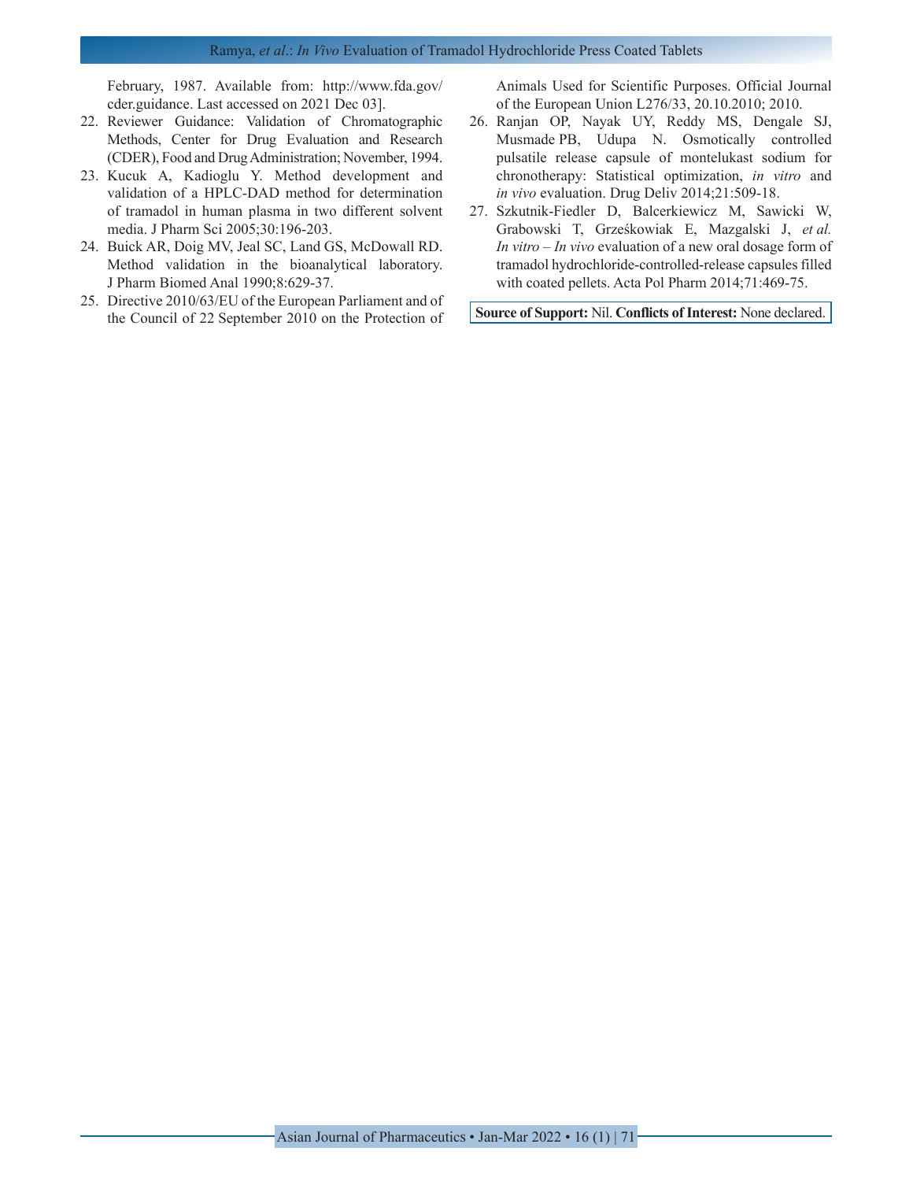February, 1987. Available from: http://www.fda.gov/cder.guidance. Last accessed on 2021 Dec 03].

22. Reviewer Guidance: Validation of Chromatographic Methods, Center for Drug Evaluation and Research (CDER), Food and Drug Administration; November, 1994.
23. Kucuk A, Kadioglu Y. Method development and validation of a HPLC-DAD method for determination of tramadol in human plasma in two different solvent media. J Pharm Sci 2005;30:196-203.
24. Buick AR, Doig MV, Jeal SC, Land GS, McDowall RD. Method validation in the bioanalytical laboratory. J Pharm Biomed Anal 1990;8:629-37.
25. Directive 2010/63/EU of the European Parliament and of the Council of 22 September 2010 on the Protection of Animals Used for Scientific Purposes. Official Journal of the European Union L276/33, 20.10.2010; 2010.
26. Ranjan OP, Nayak UY, Reddy MS, Dengale SJ, Musmade PB, Udupa N. Osmotically controlled pulsatile release capsule of montelukast sodium for chronotherapy: Statistical optimization, *in vitro* and *in vivo* evaluation. Drug Deliv 2014;21:509-18.
27. Szkutnik-Fiedler D, Balcerkiewicz M, Sawicki W, Grabowski T, Grześkowiak E, Mazgalski J, *et al. In vitro – In vivo* evaluation of a new oral dosage form of tramadol hydrochloride-controlled-release capsules filled with coated pellets. Acta Pol Pharm 2014;71:469-75.

**Source of Support:** Nil. **Conflicts of Interest:** None declared.